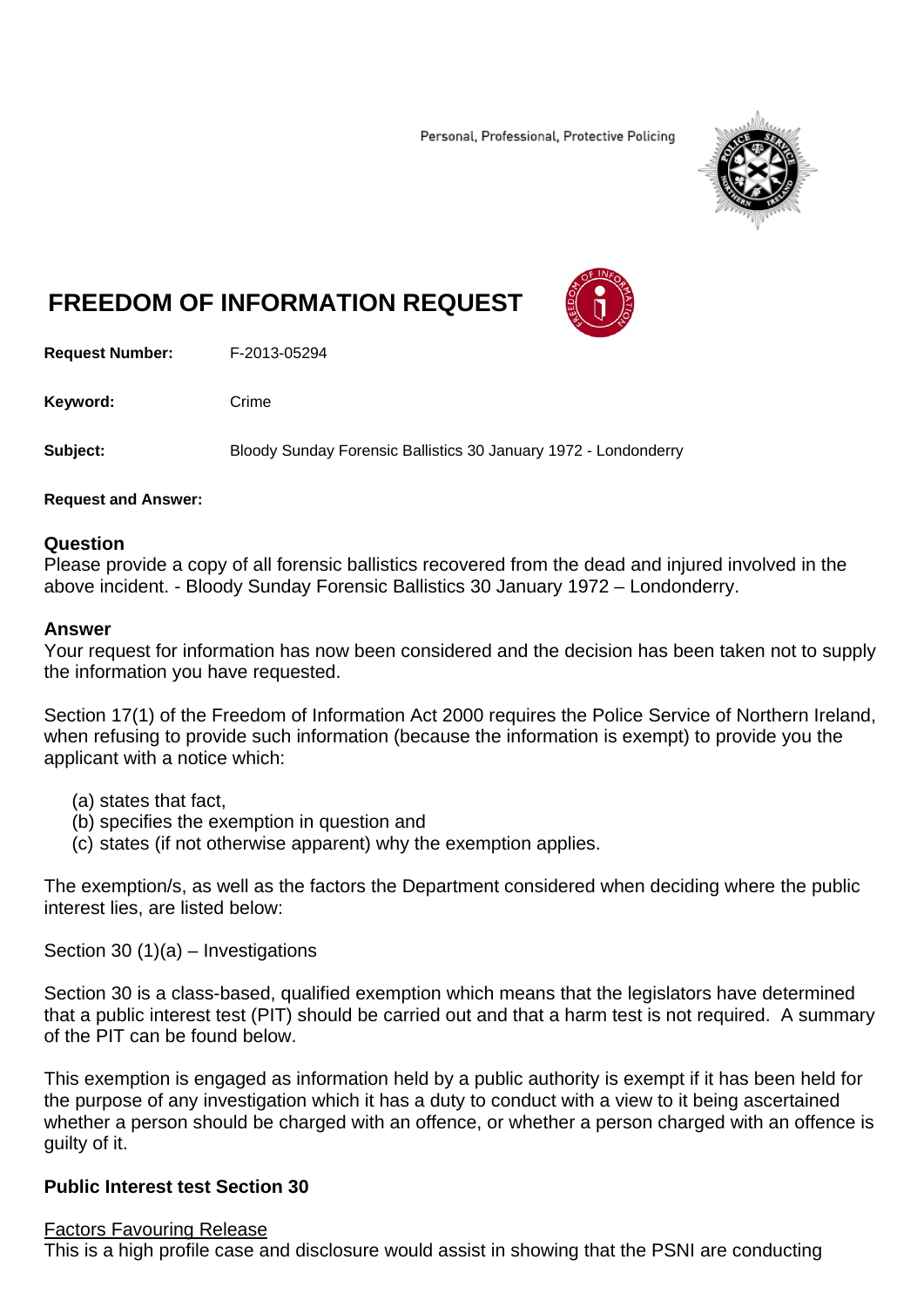Personal, Professional, Protective Policing

# FREEDOM OF INFORMATION REQUEST

**Request Number:** F-2013-05294

**Keyword:** Crime

**Subject:** Bloody Sunday Forensic Ballistics 30 January 1972 - Londonderry

**Request and Answer:**

**Question**
Please provide a copy of all forensic ballistics recovered from the dead and injured involved in the above incident. - Bloody Sunday Forensic Ballistics 30 January 1972 – Londonderry.

**Answer**
Your request for information has now been considered and the decision has been taken not to supply the information you have requested.

Section 17(1) of the Freedom of Information Act 2000 requires the Police Service of Northern Ireland, when refusing to provide such information (because the information is exempt) to provide you the applicant with a notice which:

(a) states that fact,
(b) specifies the exemption in question and
(c) states (if not otherwise apparent) why the exemption applies.

The exemption/s, as well as the factors the Department considered when deciding where the public interest lies, are listed below:

Section 30 (1)(a) – Investigations

Section 30 is a class-based, qualified exemption which means that the legislators have determined that a public interest test (PIT) should be carried out and that a harm test is not required. A summary of the PIT can be found below.

This exemption is engaged as information held by a public authority is exempt if it has been held for the purpose of any investigation which it has a duty to conduct with a view to it being ascertained whether a person should be charged with an offence, or whether a person charged with an offence is guilty of it.

**Public Interest test Section 30**

Factors Favouring Release
This is a high profile case and disclosure would assist in showing that the PSNI are conducting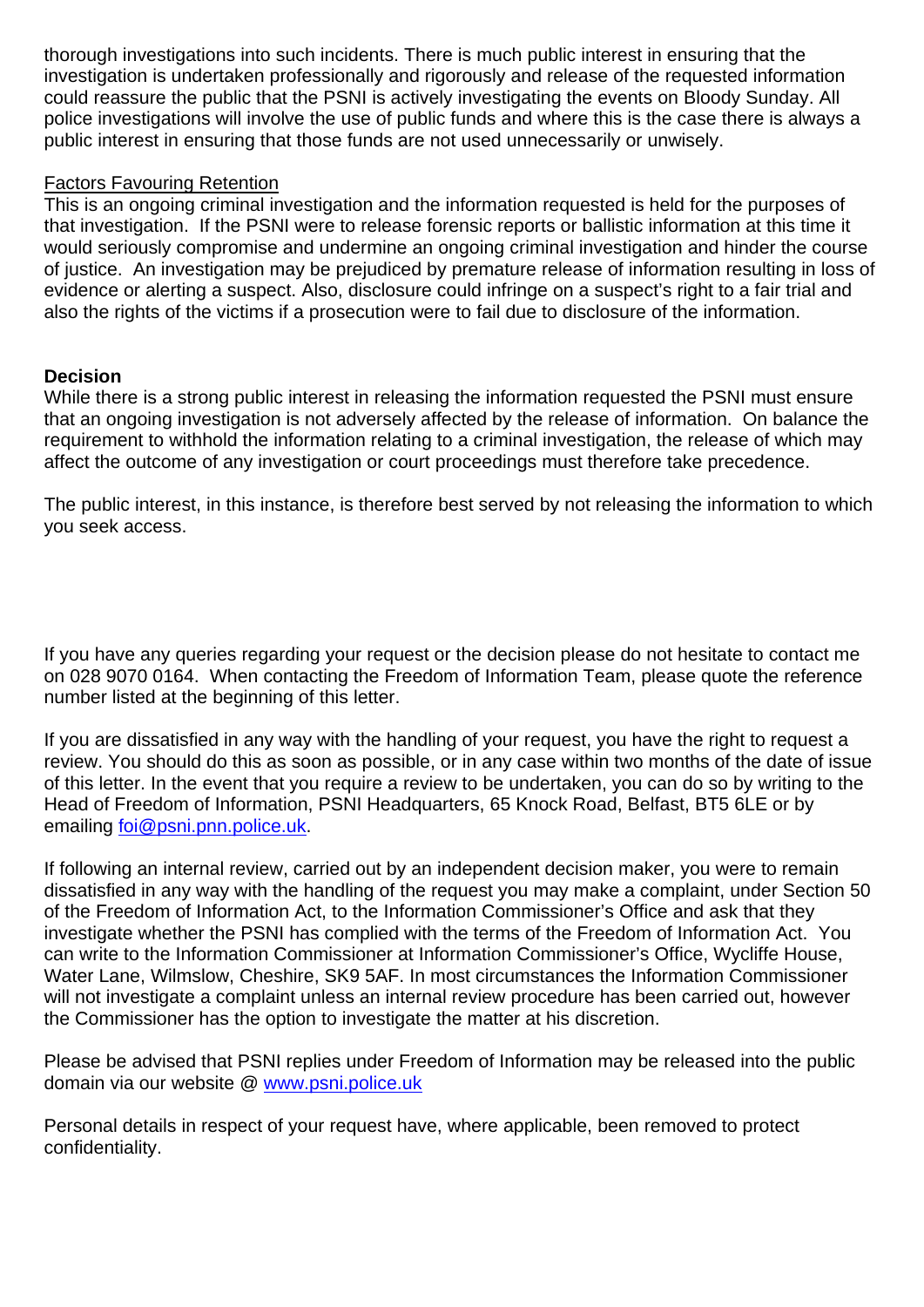thorough investigations into such incidents. There is much public interest in ensuring that the investigation is undertaken professionally and rigorously and release of the requested information could reassure the public that the PSNI is actively investigating the events on Bloody Sunday. All police investigations will involve the use of public funds and where this is the case there is always a public interest in ensuring that those funds are not used unnecessarily or unwisely.

<u>Factors Favouring Retention</u>

This is an ongoing criminal investigation and the information requested is held for the purposes of that investigation. If the PSNI were to release forensic reports or ballistic information at this time it would seriously compromise and undermine an ongoing criminal investigation and hinder the course of justice. An investigation may be prejudiced by premature release of information resulting in loss of evidence or alerting a suspect. Also, disclosure could infringe on a suspect's right to a fair trial and also the rights of the victims if a prosecution were to fail due to disclosure of the information.

**Decision**

While there is a strong public interest in releasing the information requested the PSNI must ensure that an ongoing investigation is not adversely affected by the release of information. On balance the requirement to withhold the information relating to a criminal investigation, the release of which may affect the outcome of any investigation or court proceedings must therefore take precedence.

The public interest, in this instance, is therefore best served by not releasing the information to which you seek access.

If you have any queries regarding your request or the decision please do not hesitate to contact me on 028 9070 0164. When contacting the Freedom of Information Team, please quote the reference number listed at the beginning of this letter.

If you are dissatisfied in any way with the handling of your request, you have the right to request a review. You should do this as soon as possible, or in any case within two months of the date of issue of this letter. In the event that you require a review to be undertaken, you can do so by writing to the Head of Freedom of Information, PSNI Headquarters, 65 Knock Road, Belfast, BT5 6LE or by emailing foi@psni.pnn.police.uk.

If following an internal review, carried out by an independent decision maker, you were to remain dissatisfied in any way with the handling of the request you may make a complaint, under Section 50 of the Freedom of Information Act, to the Information Commissioner's Office and ask that they investigate whether the PSNI has complied with the terms of the Freedom of Information Act. You can write to the Information Commissioner at Information Commissioner's Office, Wycliffe House, Water Lane, Wilmslow, Cheshire, SK9 5AF. In most circumstances the Information Commissioner will not investigate a complaint unless an internal review procedure has been carried out, however the Commissioner has the option to investigate the matter at his discretion.

Please be advised that PSNI replies under Freedom of Information may be released into the public domain via our website @ www.psni.police.uk

Personal details in respect of your request have, where applicable, been removed to protect confidentiality.